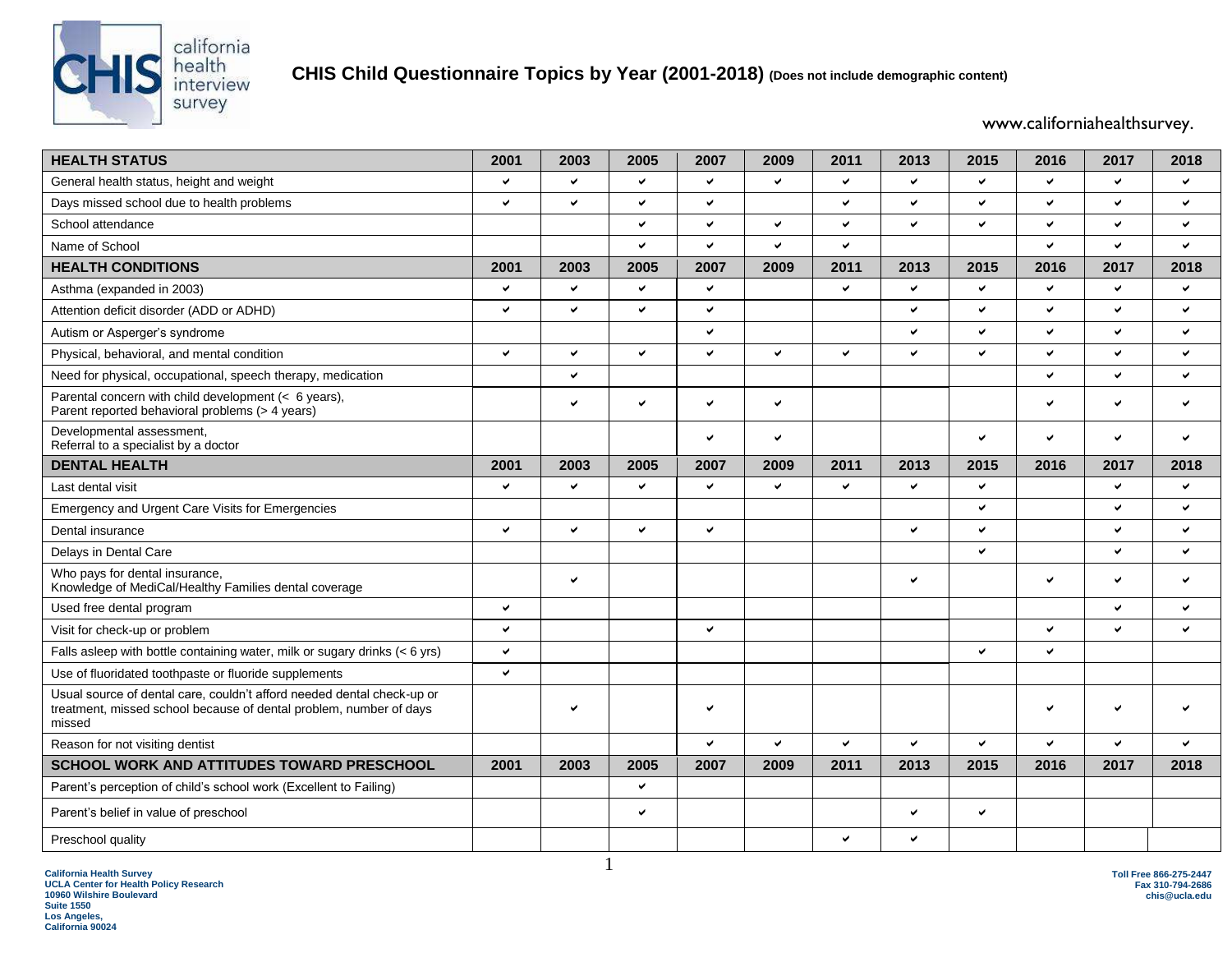# CHIS Child Questionnaire Topics by Year (2001-2018) (Does not include demographic content)

www.californiahealthsurvey.

| HEALTH STATUS | 2001 | 2003 | 2005 | 2007 | 2009 | 2011 | 2013 | 2015 | 2016 | 2017 | 2018 |
|---|---|---|---|---|---|---|---|---|---|---|---|
| General health status, height and weight | ✔ | ✔ | ✔ | ✔ | ✔ | ✔ | ✔ | ✔ | ✔ | ✔ | ✔ |
| Days missed school due to health problems | ✔ | ✔ | ✔ | ✔ | | ✔ | ✔ | ✔ | ✔ | ✔ | ✔ |
| School attendance | | | ✔ | ✔ | ✔ | ✔ | ✔ | ✔ | ✔ | ✔ | ✔ |
| Name of School | | | ✔ | ✔ | ✔ | ✔ | | | ✔ | ✔ | ✔ |
| **HEALTH CONDITIONS** | **2001** | **2003** | **2005** | **2007** | **2009** | **2011** | **2013** | **2015** | **2016** | **2017** | **2018** |
| Asthma (expanded in 2003) | ✔ | ✔ | ✔ | ✔ | | ✔ | ✔ | ✔ | ✔ | ✔ | ✔ |
| Attention deficit disorder (ADD or ADHD) | ✔ | ✔ | ✔ | ✔ | | | ✔ | ✔ | ✔ | ✔ | ✔ |
| Autism or Asperger's syndrome | | | | ✔ | | | ✔ | ✔ | ✔ | ✔ | ✔ |
| Physical, behavioral, and mental condition | ✔ | ✔ | ✔ | ✔ | ✔ | ✔ | ✔ | ✔ | ✔ | ✔ | ✔ |
| Need for physical, occupational, speech therapy, medication | | ✔ | | | | | | | ✔ | ✔ | ✔ |
| Parental concern with child development (< 6 years), Parent reported behavioral problems (> 4 years) | | ✔ | ✔ | ✔ | ✔ | | | | ✔ | ✔ | ✔ |
| Developmental assessment, Referral to a specialist by a doctor | | | | ✔ | ✔ | | | ✔ | ✔ | ✔ | ✔ |
| **DENTAL HEALTH** | **2001** | **2003** | **2005** | **2007** | **2009** | **2011** | **2013** | **2015** | **2016** | **2017** | **2018** |
| Last dental visit | ✔ | ✔ | ✔ | ✔ | ✔ | ✔ | ✔ | ✔ | | ✔ | ✔ |
| Emergency and Urgent Care Visits for Emergencies | | | | | | | | ✔ | | ✔ | ✔ |
| Dental insurance | ✔ | ✔ | ✔ | ✔ | | | ✔ | ✔ | | ✔ | ✔ |
| Delays in Dental Care | | | | | | | | ✔ | | ✔ | ✔ |
| Who pays for dental insurance, Knowledge of MediCal/Healthy Families dental coverage | | ✔ | | | | | ✔ | | ✔ | ✔ | ✔ |
| Used free dental program | ✔ | | | | | | | | | ✔ | ✔ |
| Visit for check-up or problem | ✔ | | | ✔ | | | | | ✔ | ✔ | ✔ |
| Falls asleep with bottle containing water, milk or sugary drinks (< 6 yrs) | ✔ | | | | | | | ✔ | ✔ | | |
| Use of fluoridated toothpaste or fluoride supplements | ✔ | | | | | | | | | | |
| Usual source of dental care, couldn't afford needed dental check-up or treatment, missed school because of dental problem, number of days missed | | ✔ | | ✔ | | | | | ✔ | ✔ | ✔ |
| Reason for not visiting dentist | | | | ✔ | ✔ | ✔ | ✔ | ✔ | ✔ | ✔ | ✔ |
| **SCHOOL WORK AND ATTITUDES TOWARD PRESCHOOL** | **2001** | **2003** | **2005** | **2007** | **2009** | **2011** | **2013** | **2015** | **2016** | **2017** | **2018** |
| Parent's perception of child's school work (Excellent to Failing) | | | ✔ | | | | | | | | |
| Parent's belief in value of preschool | | | ✔ | | | | ✔ | ✔ | | | |
| Preschool quality | | | | | | ✔ | ✔ | | | | |

California Health Survey
UCLA Center for Health Policy Research
10960 Wilshire Boulevard
Suite 1550
Los Angeles,
California 90024

Toll Free 866-275-2447
Fax 310-794-2686
chis@ucla.edu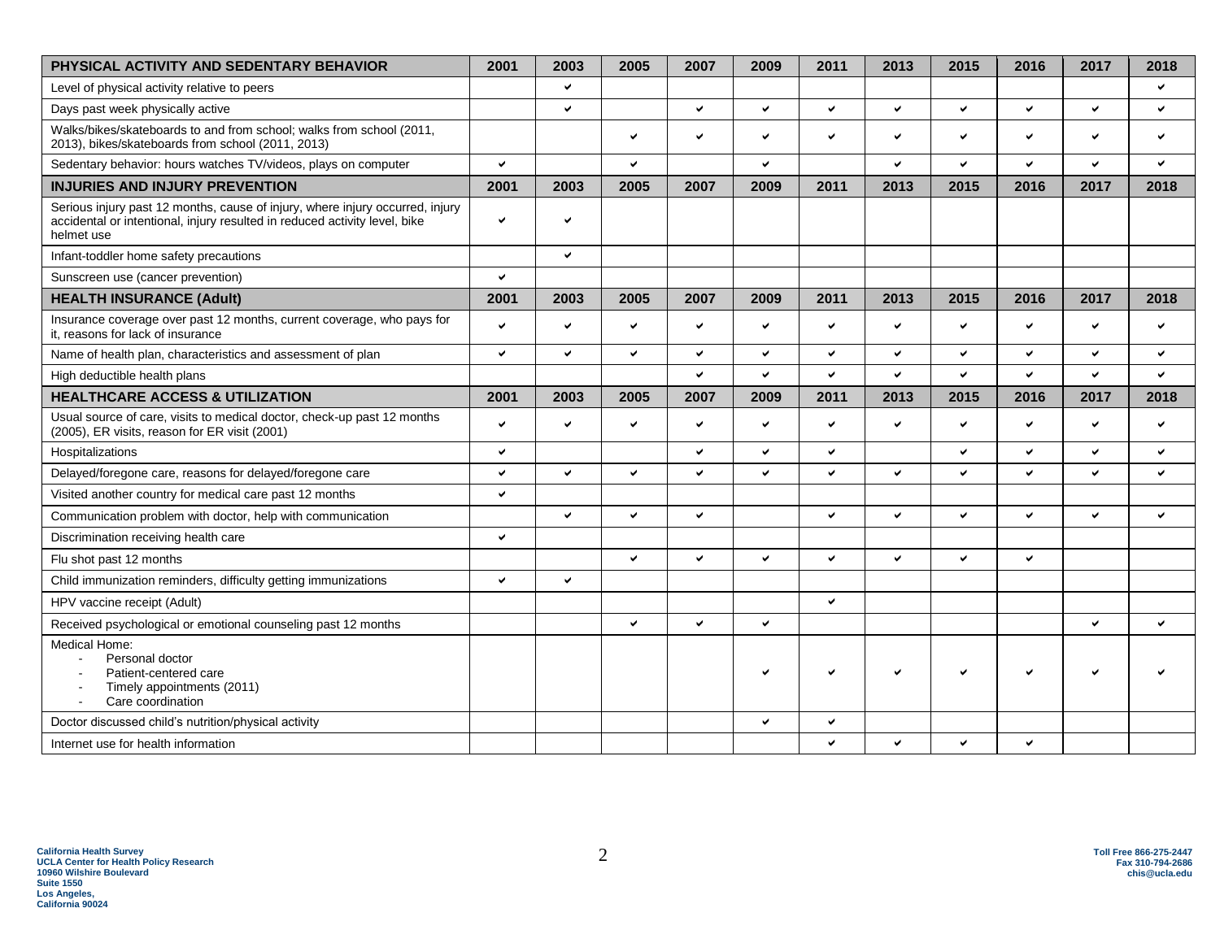| PHYSICAL ACTIVITY AND SEDENTARY BEHAVIOR | 2001 | 2003 | 2005 | 2007 | 2009 | 2011 | 2013 | 2015 | 2016 | 2017 | 2018 |
|---|---|---|---|---|---|---|---|---|---|---|---|
| Level of physical activity relative to peers | | ✔ | | | | | | | | | ✔ |
| Days past week physically active | | ✔ | | ✔ | ✔ | ✔ | ✔ | ✔ | ✔ | ✔ | ✔ |
| Walks/bikes/skateboards to and from school; walks from school (2011, 2013), bikes/skateboards from school (2011, 2013) | | | ✔ | ✔ | ✔ | ✔ | ✔ | ✔ | ✔ | ✔ | ✔ |
| Sedentary behavior: hours watches TV/videos, plays on computer | ✔ | | ✔ | | ✔ | | ✔ | ✔ | ✔ | ✔ | ✔ |
| **INJURIES AND INJURY PREVENTION** | **2001** | **2003** | **2005** | **2007** | **2009** | **2011** | **2013** | **2015** | **2016** | **2017** | **2018** |
| Serious injury past 12 months, cause of injury, where injury occurred, injury accidental or intentional, injury resulted in reduced activity level, bike helmet use | ✔ | ✔ | | | | | | | | | |
| Infant-toddler home safety precautions | | ✔ | | | | | | | | | |
| Sunscreen use (cancer prevention) | ✔ | | | | | | | | | | |
| **HEALTH INSURANCE (Adult)** | **2001** | **2003** | **2005** | **2007** | **2009** | **2011** | **2013** | **2015** | **2016** | **2017** | **2018** |
| Insurance coverage over past 12 months, current coverage, who pays for it, reasons for lack of insurance | ✔ | ✔ | ✔ | ✔ | ✔ | ✔ | ✔ | ✔ | ✔ | ✔ | ✔ |
| Name of health plan, characteristics and assessment of plan | ✔ | ✔ | ✔ | ✔ | ✔ | ✔ | ✔ | ✔ | ✔ | ✔ | ✔ |
| High deductible health plans | | | | ✔ | ✔ | ✔ | ✔ | ✔ | ✔ | ✔ | ✔ |
| **HEALTHCARE ACCESS & UTILIZATION** | **2001** | **2003** | **2005** | **2007** | **2009** | **2011** | **2013** | **2015** | **2016** | **2017** | **2018** |
| Usual source of care, visits to medical doctor, check-up past 12 months (2005), ER visits, reason for ER visit (2001) | ✔ | ✔ | ✔ | ✔ | ✔ | ✔ | ✔ | ✔ | ✔ | ✔ | ✔ |
| Hospitalizations | ✔ | | | ✔ | ✔ | ✔ | | ✔ | ✔ | ✔ | ✔ |
| Delayed/foregone care, reasons for delayed/foregone care | ✔ | ✔ | ✔ | ✔ | ✔ | ✔ | ✔ | ✔ | ✔ | ✔ | ✔ |
| Visited another country for medical care past 12 months | ✔ | | | | | | | | | | |
| Communication problem with doctor, help with communication | | ✔ | ✔ | ✔ | | ✔ | ✔ | ✔ | ✔ | ✔ | ✔ |
| Discrimination receiving health care | ✔ | | | | | | | | | | |
| Flu shot past 12 months | | | ✔ | ✔ | ✔ | ✔ | ✔ | ✔ | ✔ | | |
| Child immunization reminders, difficulty getting immunizations | ✔ | ✔ | | | | | | | | | |
| HPV vaccine receipt (Adult) | | | | | | ✔ | | | | | |
| Received psychological or emotional counseling past 12 months | | | ✔ | ✔ | ✔ | | | | | ✔ | ✔ |
| Medical Home:<br>- Personal doctor<br>- Patient-centered care<br>- Timely appointments (2011)<br>- Care coordination | | | | | ✔ | ✔ | ✔ | ✔ | ✔ | ✔ | ✔ |
| Doctor discussed child's nutrition/physical activity | | | | | ✔ | ✔ | | | | | |
| Internet use for health information | | | | | | ✔ | ✔ | ✔ | ✔ | | |

California Health Survey
UCLA Center for Health Policy Research
10960 Wilshire Boulevard
Suite 1550
Los Angeles,
California 90024

Toll Free 866-275-2447
Fax 310-794-2686
chis@ucla.edu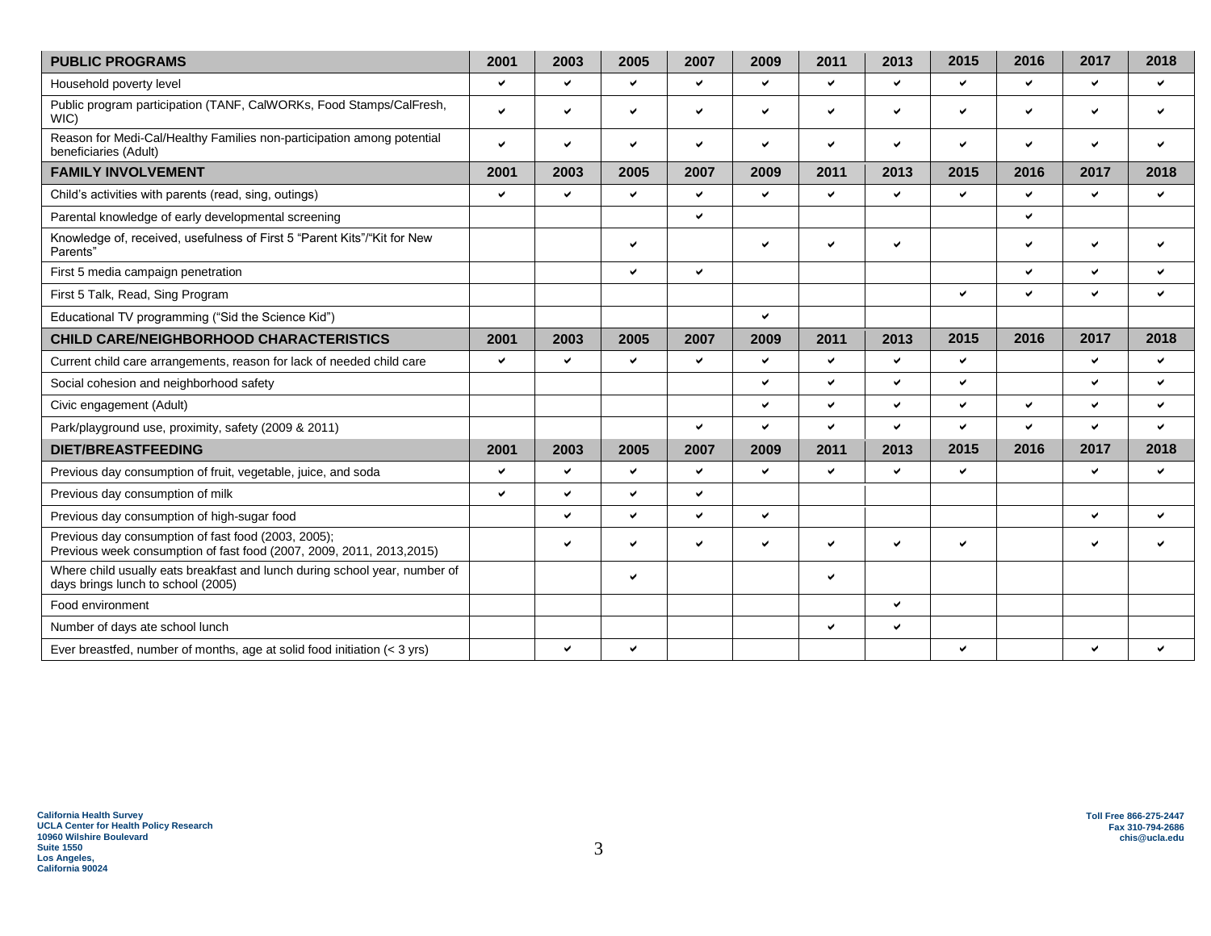| PUBLIC PROGRAMS | 2001 | 2003 | 2005 | 2007 | 2009 | 2011 | 2013 | 2015 | 2016 | 2017 | 2018 |
|---|---|---|---|---|---|---|---|---|---|---|---|
| Household poverty level | ✔ | ✔ | ✔ | ✔ | ✔ | ✔ | ✔ | ✔ | ✔ | ✔ | ✔ |
| Public program participation (TANF, CalWORKs, Food Stamps/CalFresh, WIC) | ✔ | ✔ | ✔ | ✔ | ✔ | ✔ | ✔ | ✔ | ✔ | ✔ | ✔ |
| Reason for Medi-Cal/Healthy Families non-participation among potential beneficiaries (Adult) | ✔ | ✔ | ✔ | ✔ | ✔ | ✔ | ✔ | ✔ | ✔ | ✔ | ✔ |
| **FAMILY INVOLVEMENT** | **2001** | **2003** | **2005** | **2007** | **2009** | **2011** | **2013** | **2015** | **2016** | **2017** | **2018** |
| Child's activities with parents (read, sing, outings) | ✔ | ✔ | ✔ | ✔ | ✔ | ✔ | ✔ | ✔ | ✔ | ✔ | ✔ |
| Parental knowledge of early developmental screening | | | | ✔ | | | | | ✔ | | |
| Knowledge of, received, usefulness of First 5 "Parent Kits"/"Kit for New Parents" | | | ✔ | | ✔ | ✔ | ✔ | | ✔ | ✔ | ✔ |
| First 5 media campaign penetration | | | ✔ | ✔ | | | | | ✔ | ✔ | ✔ |
| First 5 Talk, Read, Sing Program | | | | | | | | ✔ | ✔ | ✔ | ✔ |
| Educational TV programming ("Sid the Science Kid") | | | | | ✔ | | | | | | |
| **CHILD CARE/NEIGHBORHOOD CHARACTERISTICS** | **2001** | **2003** | **2005** | **2007** | **2009** | **2011** | **2013** | **2015** | **2016** | **2017** | **2018** |
| Current child care arrangements, reason for lack of needed child care | ✔ | ✔ | ✔ | ✔ | ✔ | ✔ | ✔ | ✔ | | ✔ | ✔ |
| Social cohesion and neighborhood safety | | | | | ✔ | ✔ | ✔ | ✔ | | ✔ | ✔ |
| Civic engagement (Adult) | | | | | ✔ | ✔ | ✔ | ✔ | ✔ | ✔ | ✔ |
| Park/playground use, proximity, safety (2009 & 2011) | | | | ✔ | ✔ | ✔ | ✔ | ✔ | ✔ | ✔ | ✔ |
| **DIET/BREASTFEEDING** | **2001** | **2003** | **2005** | **2007** | **2009** | **2011** | **2013** | **2015** | **2016** | **2017** | **2018** |
| Previous day consumption of fruit, vegetable, juice, and soda | ✔ | ✔ | ✔ | ✔ | ✔ | ✔ | ✔ | ✔ | | ✔ | ✔ |
| Previous day consumption of milk | ✔ | ✔ | ✔ | ✔ | | | | | | | |
| Previous day consumption of high-sugar food | | ✔ | ✔ | ✔ | ✔ | | | | | ✔ | ✔ |
| Previous day consumption of fast food (2003, 2005); Previous week consumption of fast food (2007, 2009, 2011, 2013,2015) | | ✔ | ✔ | ✔ | ✔ | ✔ | ✔ | ✔ | | ✔ | ✔ |
| Where child usually eats breakfast and lunch during school year, number of days brings lunch to school (2005) | | | ✔ | | | ✔ | | | | | |
| Food environment | | | | | | | ✔ | | | | |
| Number of days ate school lunch | | | | | | ✔ | ✔ | | | | |
| Ever breastfed, number of months, age at solid food initiation (< 3 yrs) | | ✔ | ✔ | | | | | ✔ | | ✔ | ✔ |

California Health Survey
UCLA Center for Health Policy Research
10960 Wilshire Boulevard
Suite 1550
Los Angeles,
California 90024

Toll Free 866-275-2447
Fax 310-794-2686
chis@ucla.edu